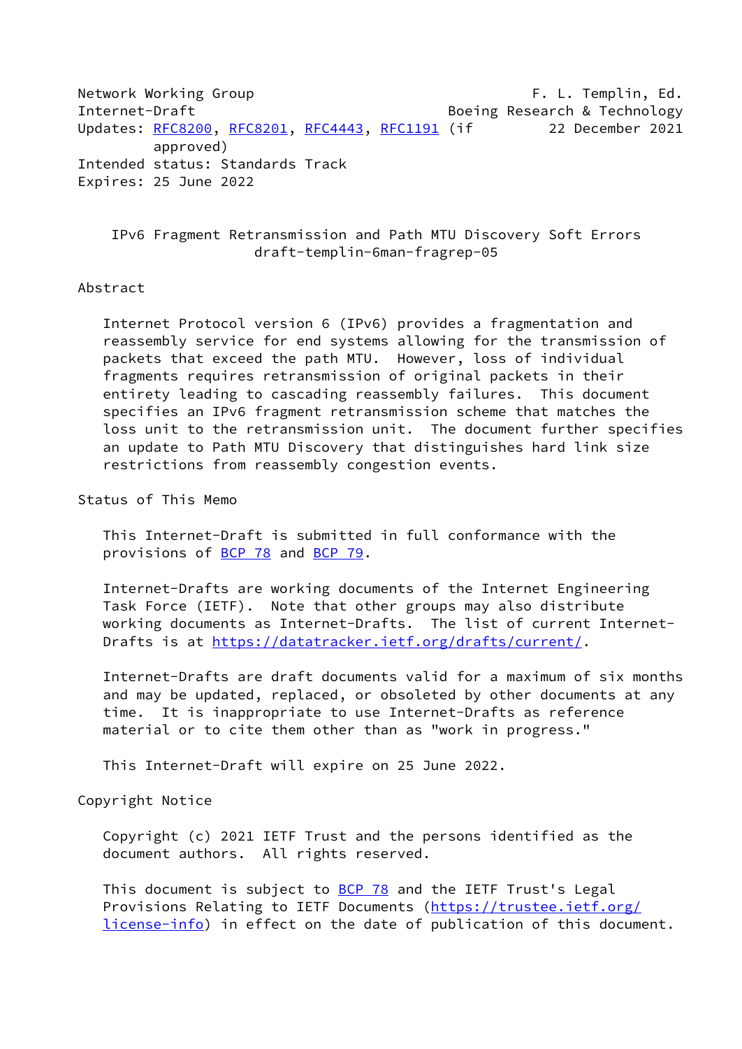Network Working Group F. L. Templin, Ed.
Internet-Draft Boeing Research & Technology
Updates: RFC8200, RFC8201, RFC4443, RFC1191 (if approved) 22 December 2021
Intended status: Standards Track
Expires: 25 June 2022

# IPv6 Fragment Retransmission and Path MTU Discovery Soft Errors

draft-templin-6man-fragrep-05

## Abstract

Internet Protocol version 6 (IPv6) provides a fragmentation and reassembly service for end systems allowing for the transmission of packets that exceed the path MTU. However, loss of individual fragments requires retransmission of original packets in their entirety leading to cascading reassembly failures. This document specifies an IPv6 fragment retransmission scheme that matches the loss unit to the retransmission unit. The document further specifies an update to Path MTU Discovery that distinguishes hard link size restrictions from reassembly congestion events.

## Status of This Memo

This Internet-Draft is submitted in full conformance with the provisions of BCP 78 and BCP 79.

Internet-Drafts are working documents of the Internet Engineering Task Force (IETF). Note that other groups may also distribute working documents as Internet-Drafts. The list of current Internet-Drafts is at https://datatracker.ietf.org/drafts/current/.

Internet-Drafts are draft documents valid for a maximum of six months and may be updated, replaced, or obsoleted by other documents at any time. It is inappropriate to use Internet-Drafts as reference material or to cite them other than as "work in progress."

This Internet-Draft will expire on 25 June 2022.

## Copyright Notice

Copyright (c) 2021 IETF Trust and the persons identified as the document authors. All rights reserved.

This document is subject to BCP 78 and the IETF Trust's Legal Provisions Relating to IETF Documents (https://trustee.ietf.org/license-info) in effect on the date of publication of this document.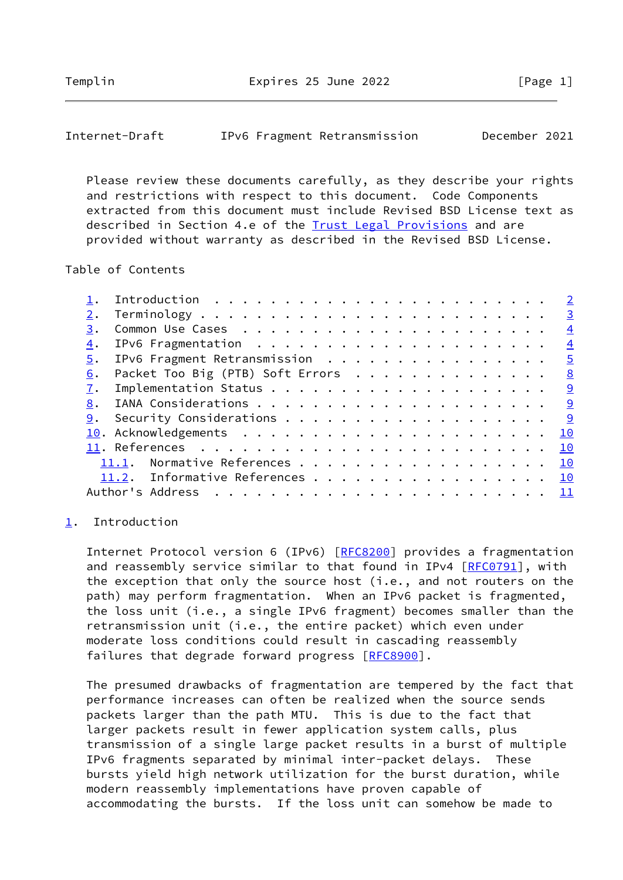Please review these documents carefully, as they describe your rights and restrictions with respect to this document. Code Components extracted from this document must include Revised BSD License text as described in Section 4.e of the Trust Legal Provisions and are provided without warranty as described in the Revised BSD License.

Table of Contents

- 1. Introduction . . . . . . . . . . . . . . . . . . . . . . . . 2
- 2. Terminology . . . . . . . . . . . . . . . . . . . . . . . . 3
- 3. Common Use Cases . . . . . . . . . . . . . . . . . . . . . . 4
- 4. IPv6 Fragmentation . . . . . . . . . . . . . . . . . . . . . 4
- 5. IPv6 Fragment Retransmission . . . . . . . . . . . . . . . . 5
- 6. Packet Too Big (PTB) Soft Errors . . . . . . . . . . . . . . 8
- 7. Implementation Status . . . . . . . . . . . . . . . . . . . . 9
- 8. IANA Considerations . . . . . . . . . . . . . . . . . . . . . 9
- 9. Security Considerations . . . . . . . . . . . . . . . . . . . 9
- 10. Acknowledgements . . . . . . . . . . . . . . . . . . . . . . 10
- 11. References . . . . . . . . . . . . . . . . . . . . . . . . . 10
  - 11.1. Normative References . . . . . . . . . . . . . . . . . . 10
  - 11.2. Informative References . . . . . . . . . . . . . . . . . 10
- Author's Address . . . . . . . . . . . . . . . . . . . . . . . . 11

## 1. Introduction

Internet Protocol version 6 (IPv6) [RFC8200] provides a fragmentation and reassembly service similar to that found in IPv4 [RFC0791], with the exception that only the source host (i.e., and not routers on the path) may perform fragmentation. When an IPv6 packet is fragmented, the loss unit (i.e., a single IPv6 fragment) becomes smaller than the retransmission unit (i.e., the entire packet) which even under moderate loss conditions could result in cascading reassembly failures that degrade forward progress [RFC8900].

The presumed drawbacks of fragmentation are tempered by the fact that performance increases can often be realized when the source sends packets larger than the path MTU. This is due to the fact that larger packets result in fewer application system calls, plus transmission of a single large packet results in a burst of multiple IPv6 fragments separated by minimal inter-packet delays. These bursts yield high network utilization for the burst duration, while modern reassembly implementations have proven capable of accommodating the bursts. If the loss unit can somehow be made to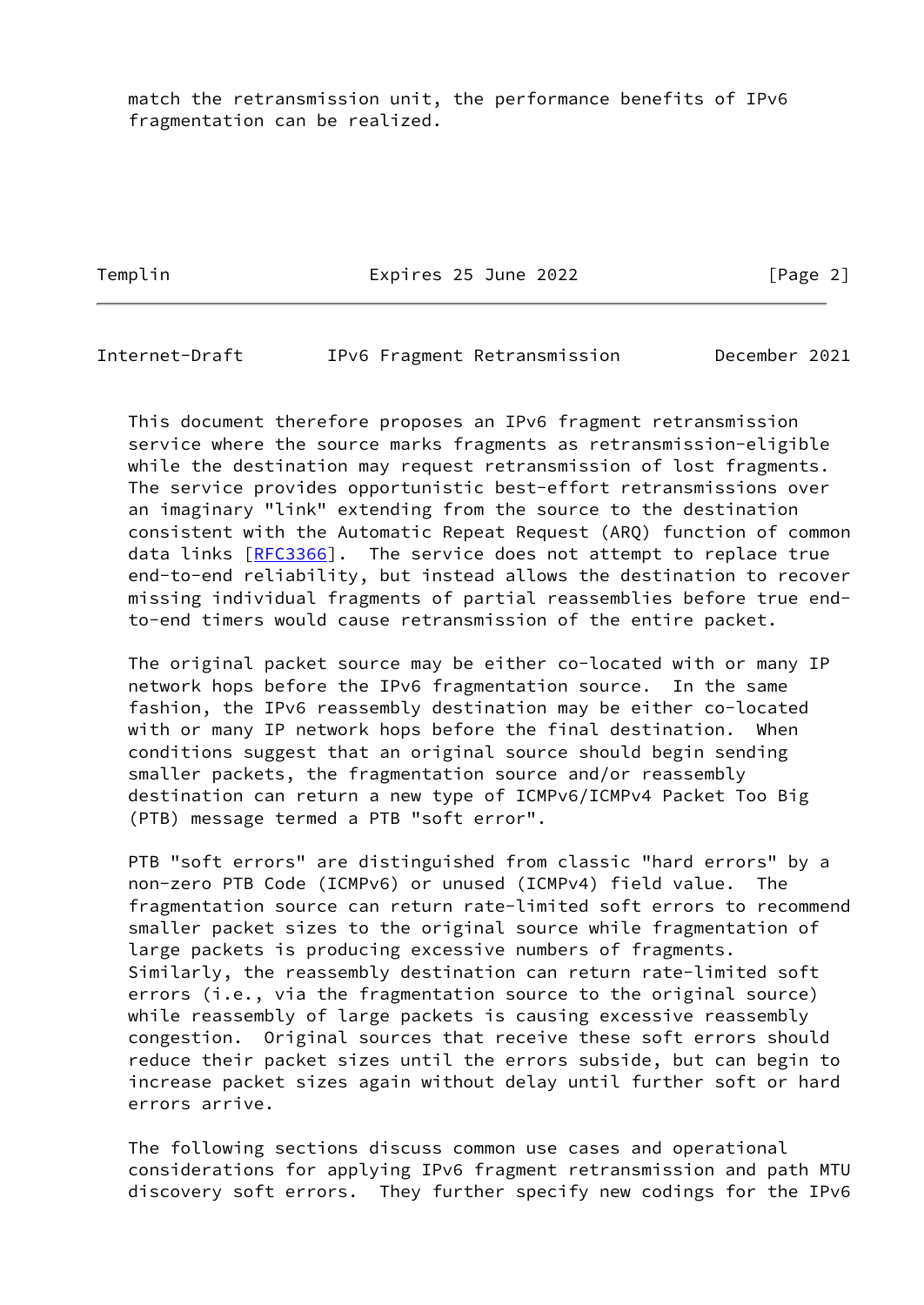match the retransmission unit, the performance benefits of IPv6 fragmentation can be realized.

This document therefore proposes an IPv6 fragment retransmission service where the source marks fragments as retransmission-eligible while the destination may request retransmission of lost fragments. The service provides opportunistic best-effort retransmissions over an imaginary "link" extending from the source to the destination consistent with the Automatic Repeat Request (ARQ) function of common data links [RFC3366]. The service does not attempt to replace true end-to-end reliability, but instead allows the destination to recover missing individual fragments of partial reassemblies before true end-to-end timers would cause retransmission of the entire packet.

The original packet source may be either co-located with or many IP network hops before the IPv6 fragmentation source. In the same fashion, the IPv6 reassembly destination may be either co-located with or many IP network hops before the final destination. When conditions suggest that an original source should begin sending smaller packets, the fragmentation source and/or reassembly destination can return a new type of ICMPv6/ICMPv4 Packet Too Big (PTB) message termed a PTB "soft error".

PTB "soft errors" are distinguished from classic "hard errors" by a non-zero PTB Code (ICMPv6) or unused (ICMPv4) field value. The fragmentation source can return rate-limited soft errors to recommend smaller packet sizes to the original source while fragmentation of large packets is producing excessive numbers of fragments. Similarly, the reassembly destination can return rate-limited soft errors (i.e., via the fragmentation source to the original source) while reassembly of large packets is causing excessive reassembly congestion. Original sources that receive these soft errors should reduce their packet sizes until the errors subside, but can begin to increase packet sizes again without delay until further soft or hard errors arrive.

The following sections discuss common use cases and operational considerations for applying IPv6 fragment retransmission and path MTU discovery soft errors. They further specify new codings for the IPv6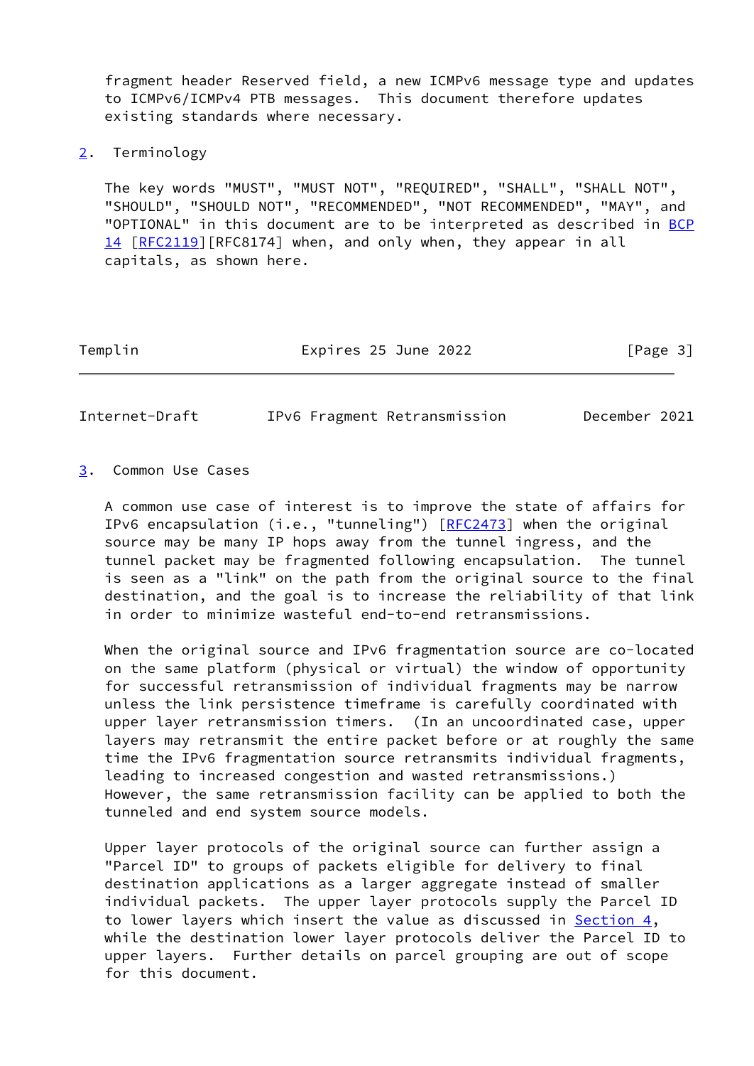fragment header Reserved field, a new ICMPv6 message type and updates to ICMPv6/ICMPv4 PTB messages. This document therefore updates existing standards where necessary.

## 2. Terminology

The key words "MUST", "MUST NOT", "REQUIRED", "SHALL", "SHALL NOT", "SHOULD", "SHOULD NOT", "RECOMMENDED", "NOT RECOMMENDED", "MAY", and "OPTIONAL" in this document are to be interpreted as described in BCP 14 [RFC2119][RFC8174] when, and only when, they appear in all capitals, as shown here.

## 3. Common Use Cases

A common use case of interest is to improve the state of affairs for IPv6 encapsulation (i.e., "tunneling") [RFC2473] when the original source may be many IP hops away from the tunnel ingress, and the tunnel packet may be fragmented following encapsulation. The tunnel is seen as a "link" on the path from the original source to the final destination, and the goal is to increase the reliability of that link in order to minimize wasteful end-to-end retransmissions.

When the original source and IPv6 fragmentation source are co-located on the same platform (physical or virtual) the window of opportunity for successful retransmission of individual fragments may be narrow unless the link persistence timeframe is carefully coordinated with upper layer retransmission timers. (In an uncoordinated case, upper layers may retransmit the entire packet before or at roughly the same time the IPv6 fragmentation source retransmits individual fragments, leading to increased congestion and wasted retransmissions.) However, the same retransmission facility can be applied to both the tunneled and end system source models.

Upper layer protocols of the original source can further assign a "Parcel ID" to groups of packets eligible for delivery to final destination applications as a larger aggregate instead of smaller individual packets. The upper layer protocols supply the Parcel ID to lower layers which insert the value as discussed in Section 4, while the destination lower layer protocols deliver the Parcel ID to upper layers. Further details on parcel grouping are out of scope for this document.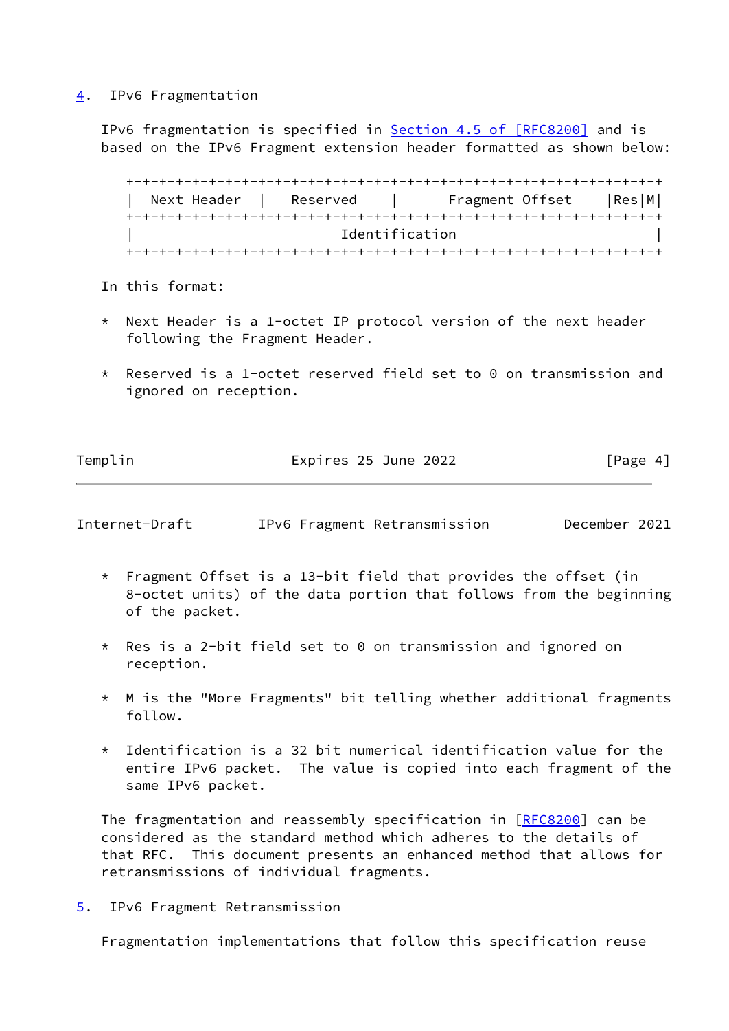## 4. IPv6 Fragmentation

IPv6 fragmentation is specified in Section 4.5 of [RFC8200] and is based on the IPv6 Fragment extension header formatted as shown below:

```
+-+-+-+-+-+-+-+-+-+-+-+-+-+-+-+-+-+-+-+-+-+-+-+-+-+-+-+-+-+-+-+-+
|  Next Header  |   Reserved    |      Fragment Offset    |Res|M|
+-+-+-+-+-+-+-+-+-+-+-+-+-+-+-+-+-+-+-+-+-+-+-+-+-+-+-+-+-+-+-+-+
|                         Identification                        |
+-+-+-+-+-+-+-+-+-+-+-+-+-+-+-+-+-+-+-+-+-+-+-+-+-+-+-+-+-+-+-+-+
```

In this format:

* Next Header is a 1-octet IP protocol version of the next header following the Fragment Header.

* Reserved is a 1-octet reserved field set to 0 on transmission and ignored on reception.

* Fragment Offset is a 13-bit field that provides the offset (in 8-octet units) of the data portion that follows from the beginning of the packet.

* Res is a 2-bit field set to 0 on transmission and ignored on reception.

* M is the "More Fragments" bit telling whether additional fragments follow.

* Identification is a 32 bit numerical identification value for the entire IPv6 packet. The value is copied into each fragment of the same IPv6 packet.

The fragmentation and reassembly specification in [RFC8200] can be considered as the standard method which adheres to the details of that RFC. This document presents an enhanced method that allows for retransmissions of individual fragments.

## 5. IPv6 Fragment Retransmission

Fragmentation implementations that follow this specification reuse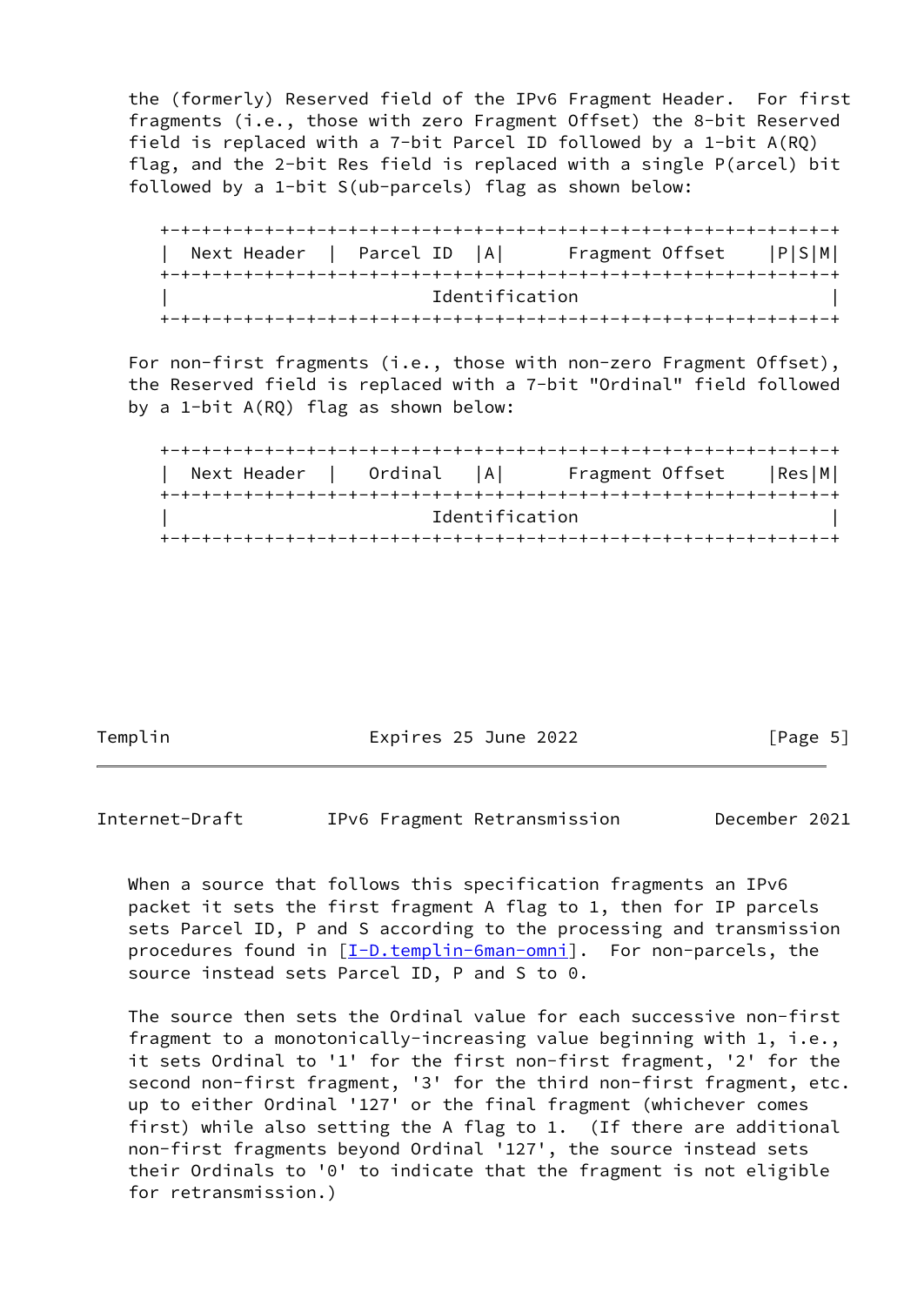the (formerly) Reserved field of the IPv6 Fragment Header. For first fragments (i.e., those with zero Fragment Offset) the 8-bit Reserved field is replaced with a 7-bit Parcel ID followed by a 1-bit A(RQ) flag, and the 2-bit Res field is replaced with a single P(arcel) bit followed by a 1-bit S(ub-parcels) flag as shown below:

```
+-+-+-+-+-+-+-+-+-+-+-+-+-+-+-+-+-+-+-+-+-+-+-+-+-+-+-+-+-+-+-+-+
|  Next Header  |  Parcel ID  |A|      Fragment Offset    |P|S|M|
+-+-+-+-+-+-+-+-+-+-+-+-+-+-+-+-+-+-+-+-+-+-+-+-+-+-+-+-+-+-+-+-+
|                         Identification                        |
+-+-+-+-+-+-+-+-+-+-+-+-+-+-+-+-+-+-+-+-+-+-+-+-+-+-+-+-+-+-+-+-+
```

For non-first fragments (i.e., those with non-zero Fragment Offset), the Reserved field is replaced with a 7-bit "Ordinal" field followed by a 1-bit A(RQ) flag as shown below:

```
+-+-+-+-+-+-+-+-+-+-+-+-+-+-+-+-+-+-+-+-+-+-+-+-+-+-+-+-+-+-+-+-+
|  Next Header  |   Ordinal   |A|      Fragment Offset    |Res|M|
+-+-+-+-+-+-+-+-+-+-+-+-+-+-+-+-+-+-+-+-+-+-+-+-+-+-+-+-+-+-+-+-+
|                         Identification                        |
+-+-+-+-+-+-+-+-+-+-+-+-+-+-+-+-+-+-+-+-+-+-+-+-+-+-+-+-+-+-+-+-+
```

When a source that follows this specification fragments an IPv6 packet it sets the first fragment A flag to 1, then for IP parcels sets Parcel ID, P and S according to the processing and transmission procedures found in [I-D.templin-6man-omni]. For non-parcels, the source instead sets Parcel ID, P and S to 0.

The source then sets the Ordinal value for each successive non-first fragment to a monotonically-increasing value beginning with 1, i.e., it sets Ordinal to '1' for the first non-first fragment, '2' for the second non-first fragment, '3' for the third non-first fragment, etc. up to either Ordinal '127' or the final fragment (whichever comes first) while also setting the A flag to 1. (If there are additional non-first fragments beyond Ordinal '127', the source instead sets their Ordinals to '0' to indicate that the fragment is not eligible for retransmission.)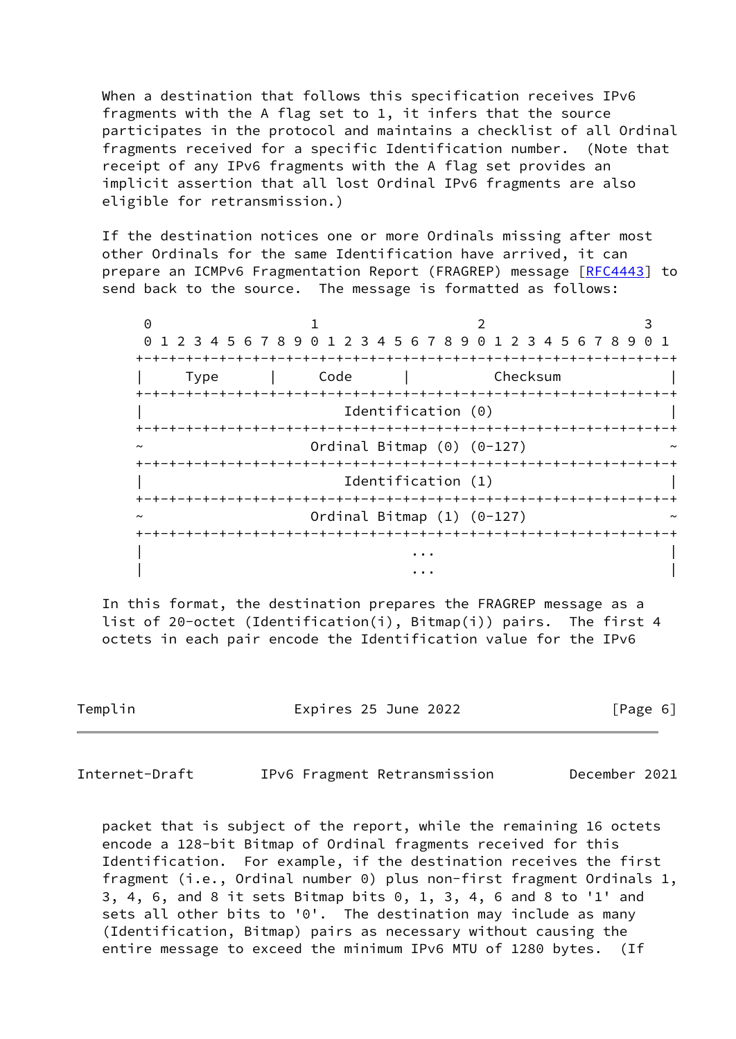When a destination that follows this specification receives IPv6 fragments with the A flag set to 1, it infers that the source participates in the protocol and maintains a checklist of all Ordinal fragments received for a specific Identification number. (Note that receipt of any IPv6 fragments with the A flag set provides an implicit assertion that all lost Ordinal IPv6 fragments are also eligible for retransmission.)

If the destination notices one or more Ordinals missing after most other Ordinals for the same Identification have arrived, it can prepare an ICMPv6 Fragmentation Report (FRAGREP) message [RFC4443] to send back to the source. The message is formatted as follows:

```
 0                   1                   2                   3
 0 1 2 3 4 5 6 7 8 9 0 1 2 3 4 5 6 7 8 9 0 1 2 3 4 5 6 7 8 9 0 1
+-+-+-+-+-+-+-+-+-+-+-+-+-+-+-+-+-+-+-+-+-+-+-+-+-+-+-+-+-+-+-+-+
|     Type      |     Code      |           Checksum            |
+-+-+-+-+-+-+-+-+-+-+-+-+-+-+-+-+-+-+-+-+-+-+-+-+-+-+-+-+-+-+-+-+
|                       Identification (0)                      |
+-+-+-+-+-+-+-+-+-+-+-+-+-+-+-+-+-+-+-+-+-+-+-+-+-+-+-+-+-+-+-+-+
~                  Ordinal Bitmap (0) (0-127)                   ~
+-+-+-+-+-+-+-+-+-+-+-+-+-+-+-+-+-+-+-+-+-+-+-+-+-+-+-+-+-+-+-+-+
|                       Identification (1)                      |
+-+-+-+-+-+-+-+-+-+-+-+-+-+-+-+-+-+-+-+-+-+-+-+-+-+-+-+-+-+-+-+-+
~                  Ordinal Bitmap (1) (0-127)                   ~
+-+-+-+-+-+-+-+-+-+-+-+-+-+-+-+-+-+-+-+-+-+-+-+-+-+-+-+-+-+-+-+-+
|                              ...                              |
|                              ...                              |
```

In this format, the destination prepares the FRAGREP message as a list of 20-octet (Identification(i), Bitmap(i)) pairs. The first 4 octets in each pair encode the Identification value for the IPv6 packet that is subject of the report, while the remaining 16 octets encode a 128-bit Bitmap of Ordinal fragments received for this Identification. For example, if the destination receives the first fragment (i.e., Ordinal number 0) plus non-first fragment Ordinals 1, 3, 4, 6, and 8 it sets Bitmap bits 0, 1, 3, 4, 6 and 8 to '1' and sets all other bits to '0'. The destination may include as many (Identification, Bitmap) pairs as necessary without causing the entire message to exceed the minimum IPv6 MTU of 1280 bytes. (If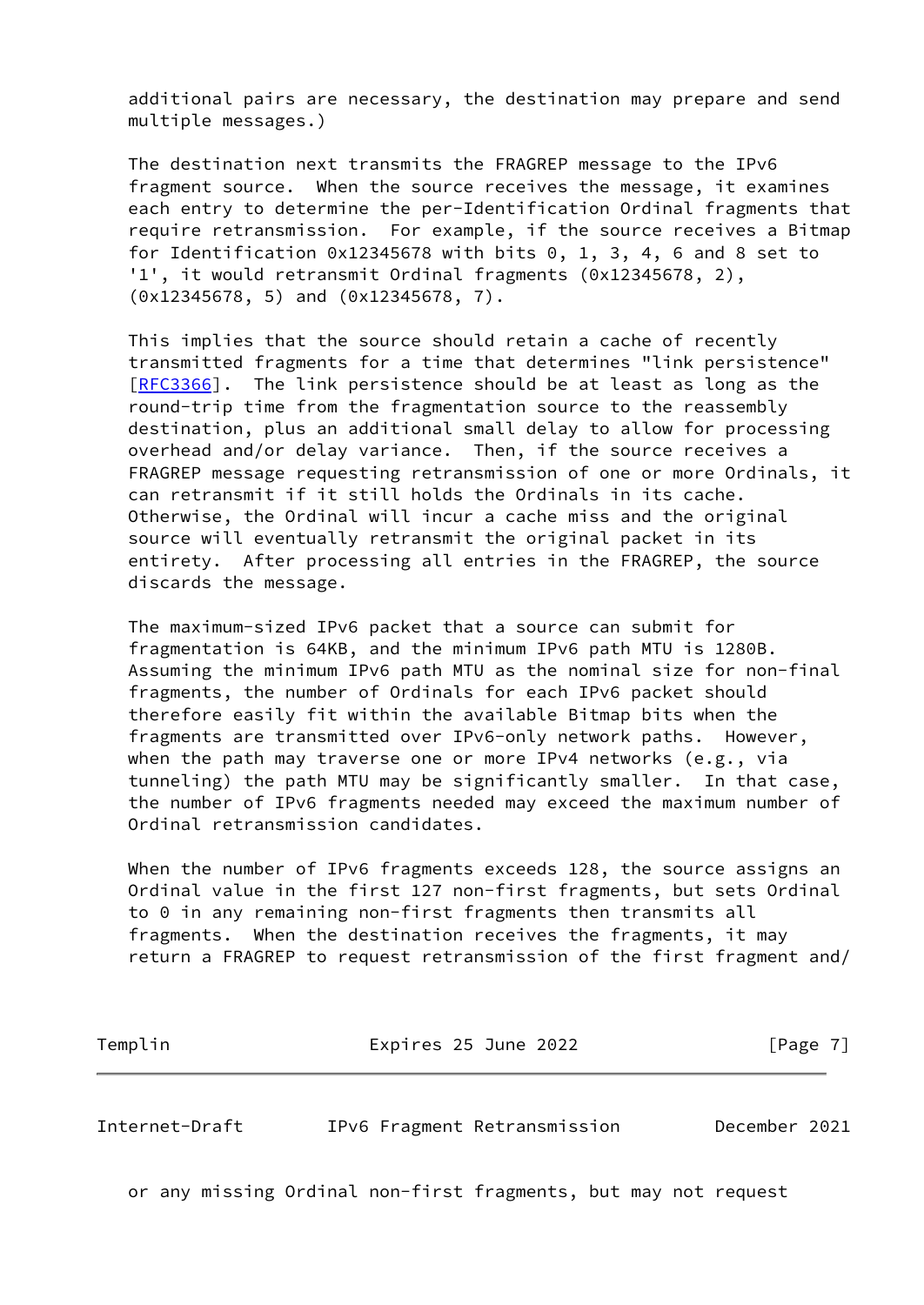additional pairs are necessary, the destination may prepare and send multiple messages.)

The destination next transmits the FRAGREP message to the IPv6 fragment source. When the source receives the message, it examines each entry to determine the per-Identification Ordinal fragments that require retransmission. For example, if the source receives a Bitmap for Identification 0x12345678 with bits 0, 1, 3, 4, 6 and 8 set to '1', it would retransmit Ordinal fragments (0x12345678, 2), (0x12345678, 5) and (0x12345678, 7).

This implies that the source should retain a cache of recently transmitted fragments for a time that determines "link persistence" [RFC3366]. The link persistence should be at least as long as the round-trip time from the fragmentation source to the reassembly destination, plus an additional small delay to allow for processing overhead and/or delay variance. Then, if the source receives a FRAGREP message requesting retransmission of one or more Ordinals, it can retransmit if it still holds the Ordinals in its cache. Otherwise, the Ordinal will incur a cache miss and the original source will eventually retransmit the original packet in its entirety. After processing all entries in the FRAGREP, the source discards the message.

The maximum-sized IPv6 packet that a source can submit for fragmentation is 64KB, and the minimum IPv6 path MTU is 1280B. Assuming the minimum IPv6 path MTU as the nominal size for non-final fragments, the number of Ordinals for each IPv6 packet should therefore easily fit within the available Bitmap bits when the fragments are transmitted over IPv6-only network paths. However, when the path may traverse one or more IPv4 networks (e.g., via tunneling) the path MTU may be significantly smaller. In that case, the number of IPv6 fragments needed may exceed the maximum number of Ordinal retransmission candidates.

When the number of IPv6 fragments exceeds 128, the source assigns an Ordinal value in the first 127 non-first fragments, but sets Ordinal to 0 in any remaining non-first fragments then transmits all fragments. When the destination receives the fragments, it may return a FRAGREP to request retransmission of the first fragment and/or any missing Ordinal non-first fragments, but may not request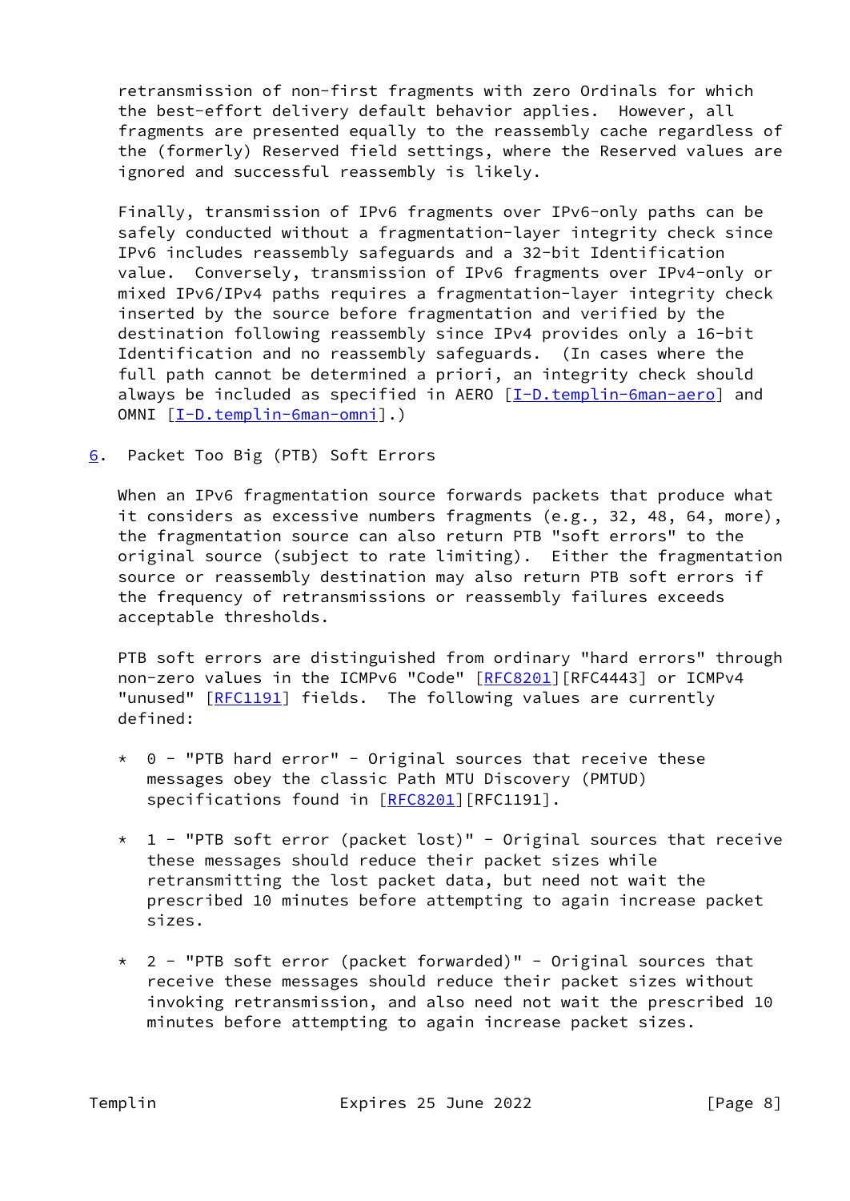retransmission of non-first fragments with zero Ordinals for which the best-effort delivery default behavior applies. However, all fragments are presented equally to the reassembly cache regardless of the (formerly) Reserved field settings, where the Reserved values are ignored and successful reassembly is likely.

Finally, transmission of IPv6 fragments over IPv6-only paths can be safely conducted without a fragmentation-layer integrity check since IPv6 includes reassembly safeguards and a 32-bit Identification value. Conversely, transmission of IPv6 fragments over IPv4-only or mixed IPv6/IPv4 paths requires a fragmentation-layer integrity check inserted by the source before fragmentation and verified by the destination following reassembly since IPv4 provides only a 16-bit Identification and no reassembly safeguards. (In cases where the full path cannot be determined a priori, an integrity check should always be included as specified in AERO [I-D.templin-6man-aero] and OMNI [I-D.templin-6man-omni].)

## 6. Packet Too Big (PTB) Soft Errors

When an IPv6 fragmentation source forwards packets that produce what it considers as excessive numbers fragments (e.g., 32, 48, 64, more), the fragmentation source can also return PTB "soft errors" to the original source (subject to rate limiting). Either the fragmentation source or reassembly destination may also return PTB soft errors if the frequency of retransmissions or reassembly failures exceeds acceptable thresholds.

PTB soft errors are distinguished from ordinary "hard errors" through non-zero values in the ICMPv6 "Code" [RFC8201][RFC4443] or ICMPv4 "unused" [RFC1191] fields. The following values are currently defined:

* 0 - "PTB hard error" - Original sources that receive these messages obey the classic Path MTU Discovery (PMTUD) specifications found in [RFC8201][RFC1191].

* 1 - "PTB soft error (packet lost)" - Original sources that receive these messages should reduce their packet sizes while retransmitting the lost packet data, but need not wait the prescribed 10 minutes before attempting to again increase packet sizes.

* 2 - "PTB soft error (packet forwarded)" - Original sources that receive these messages should reduce their packet sizes without invoking retransmission, and also need not wait the prescribed 10 minutes before attempting to again increase packet sizes.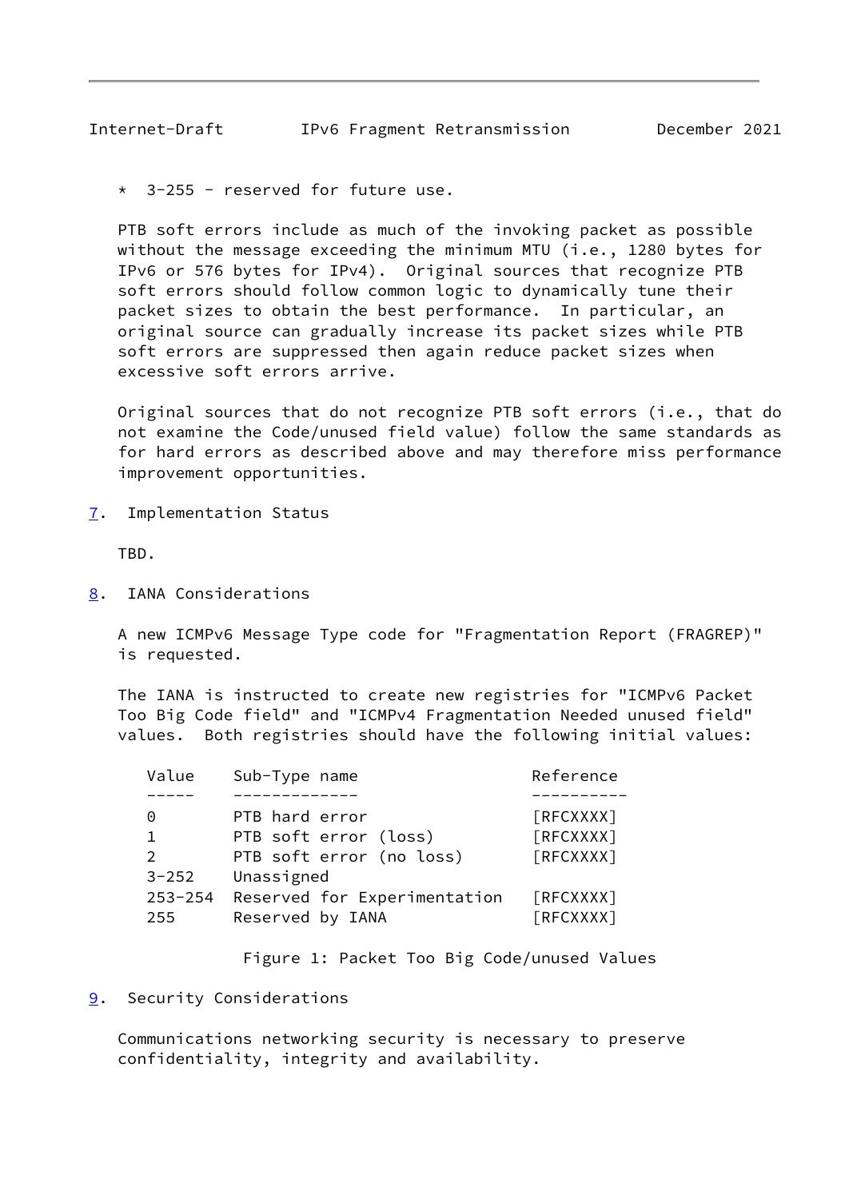* 3-255 - reserved for future use.

PTB soft errors include as much of the invoking packet as possible without the message exceeding the minimum MTU (i.e., 1280 bytes for IPv6 or 576 bytes for IPv4). Original sources that recognize PTB soft errors should follow common logic to dynamically tune their packet sizes to obtain the best performance. In particular, an original source can gradually increase its packet sizes while PTB soft errors are suppressed then again reduce packet sizes when excessive soft errors arrive.

Original sources that do not recognize PTB soft errors (i.e., that do not examine the Code/unused field value) follow the same standards as for hard errors as described above and may therefore miss performance improvement opportunities.

## 7. Implementation Status

TBD.

## 8. IANA Considerations

A new ICMPv6 Message Type code for "Fragmentation Report (FRAGREP)" is requested.

The IANA is instructed to create new registries for "ICMPv6 Packet Too Big Code field" and "ICMPv4 Fragmentation Needed unused field" values. Both registries should have the following initial values:

| Value | Sub-Type name | Reference |
| --- | --- | --- |
| 0 | PTB hard error | [RFCXXXX] |
| 1 | PTB soft error (loss) | [RFCXXXX] |
| 2 | PTB soft error (no loss) | [RFCXXXX] |
| 3-252 | Unassigned | |
| 253-254 | Reserved for Experimentation | [RFCXXXX] |
| 255 | Reserved by IANA | [RFCXXXX] |

Figure 1: Packet Too Big Code/unused Values

## 9. Security Considerations

Communications networking security is necessary to preserve confidentiality, integrity and availability.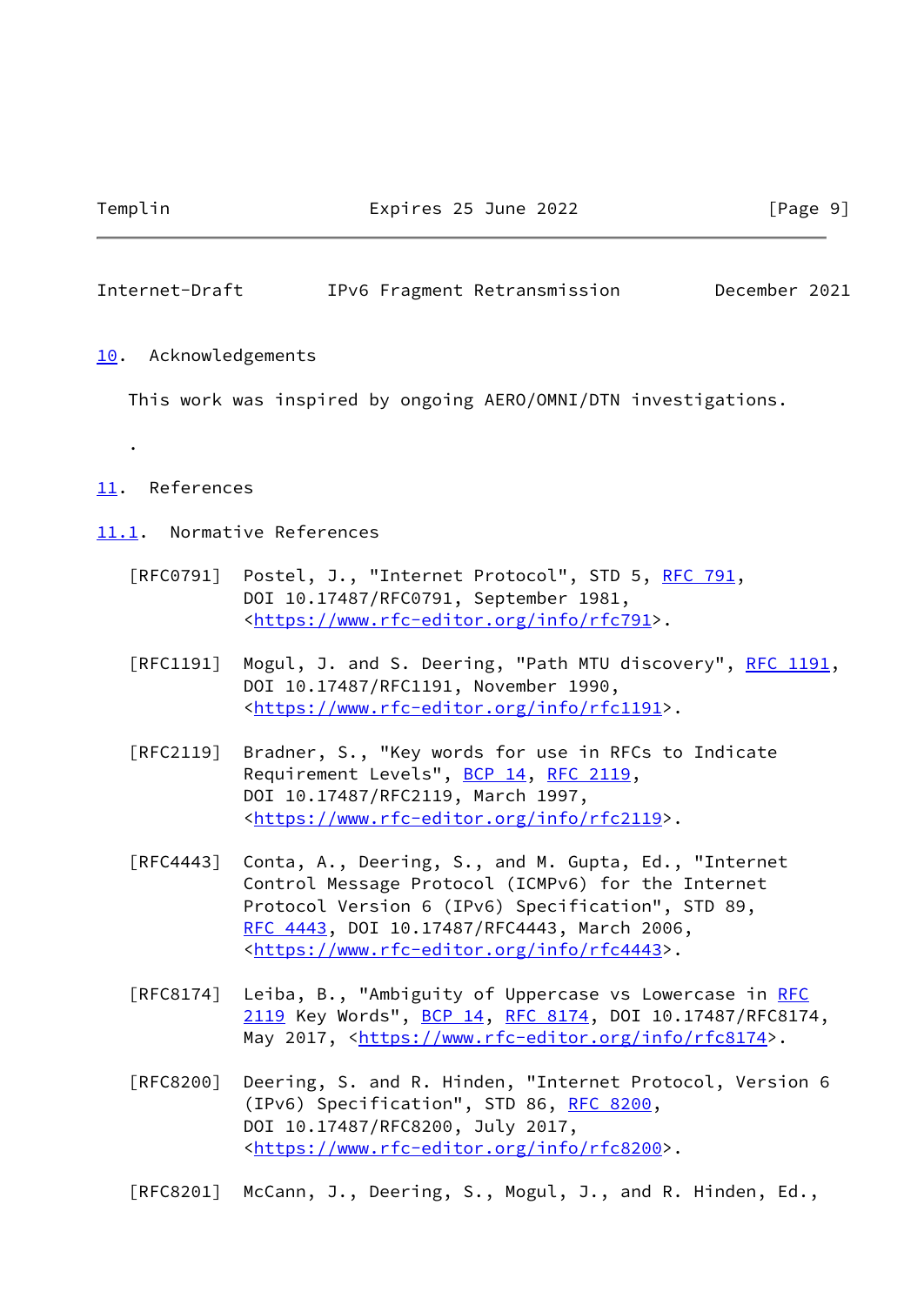## 10. Acknowledgements

This work was inspired by ongoing AERO/OMNI/DTN investigations.

.

## 11. References

### 11.1. Normative References

[RFC0791] Postel, J., "Internet Protocol", STD 5, RFC 791, DOI 10.17487/RFC0791, September 1981, <https://www.rfc-editor.org/info/rfc791>.

[RFC1191] Mogul, J. and S. Deering, "Path MTU discovery", RFC 1191, DOI 10.17487/RFC1191, November 1990, <https://www.rfc-editor.org/info/rfc1191>.

[RFC2119] Bradner, S., "Key words for use in RFCs to Indicate Requirement Levels", BCP 14, RFC 2119, DOI 10.17487/RFC2119, March 1997, <https://www.rfc-editor.org/info/rfc2119>.

[RFC4443] Conta, A., Deering, S., and M. Gupta, Ed., "Internet Control Message Protocol (ICMPv6) for the Internet Protocol Version 6 (IPv6) Specification", STD 89, RFC 4443, DOI 10.17487/RFC4443, March 2006, <https://www.rfc-editor.org/info/rfc4443>.

[RFC8174] Leiba, B., "Ambiguity of Uppercase vs Lowercase in RFC 2119 Key Words", BCP 14, RFC 8174, DOI 10.17487/RFC8174, May 2017, <https://www.rfc-editor.org/info/rfc8174>.

[RFC8200] Deering, S. and R. Hinden, "Internet Protocol, Version 6 (IPv6) Specification", STD 86, RFC 8200, DOI 10.17487/RFC8200, July 2017, <https://www.rfc-editor.org/info/rfc8200>.

[RFC8201] McCann, J., Deering, S., Mogul, J., and R. Hinden, Ed.,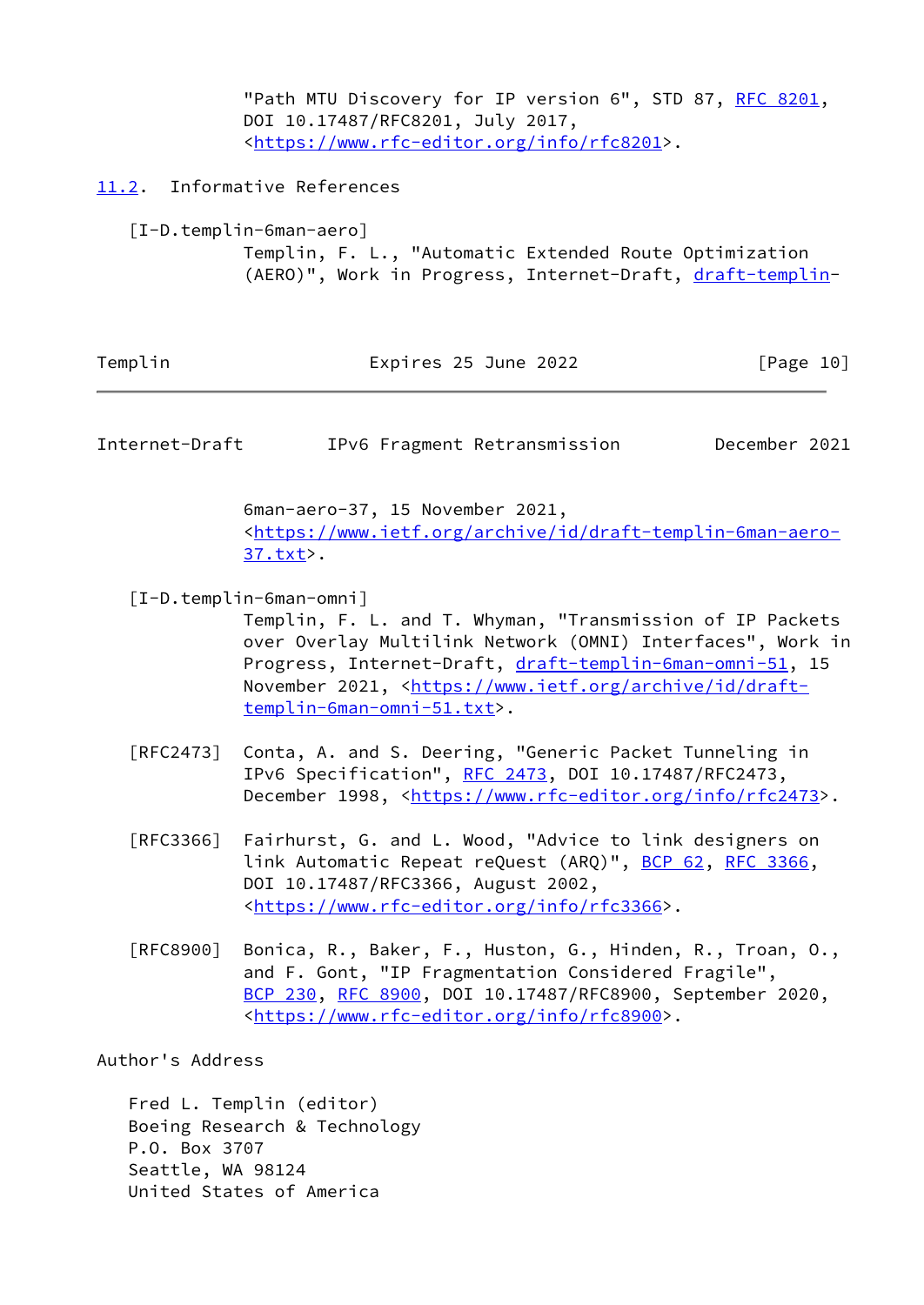"Path MTU Discovery for IP version 6", STD 87, RFC 8201, DOI 10.17487/RFC8201, July 2017, <https://www.rfc-editor.org/info/rfc8201>.

## 11.2. Informative References

[I-D.templin-6man-aero]
Templin, F. L., "Automatic Extended Route Optimization (AERO)", Work in Progress, Internet-Draft, draft-templin-6man-aero-37, 15 November 2021, <https://www.ietf.org/archive/id/draft-templin-6man-aero-37.txt>.

[I-D.templin-6man-omni]
Templin, F. L. and T. Whyman, "Transmission of IP Packets over Overlay Multilink Network (OMNI) Interfaces", Work in Progress, Internet-Draft, draft-templin-6man-omni-51, 15 November 2021, <https://www.ietf.org/archive/id/draft-templin-6man-omni-51.txt>.

[RFC2473] Conta, A. and S. Deering, "Generic Packet Tunneling in IPv6 Specification", RFC 2473, DOI 10.17487/RFC2473, December 1998, <https://www.rfc-editor.org/info/rfc2473>.

[RFC3366] Fairhurst, G. and L. Wood, "Advice to link designers on link Automatic Repeat reQuest (ARQ)", BCP 62, RFC 3366, DOI 10.17487/RFC3366, August 2002, <https://www.rfc-editor.org/info/rfc3366>.

[RFC8900] Bonica, R., Baker, F., Huston, G., Hinden, R., Troan, O., and F. Gont, "IP Fragmentation Considered Fragile", BCP 230, RFC 8900, DOI 10.17487/RFC8900, September 2020, <https://www.rfc-editor.org/info/rfc8900>.

## Author's Address

Fred L. Templin (editor)
Boeing Research & Technology
P.O. Box 3707
Seattle, WA 98124
United States of America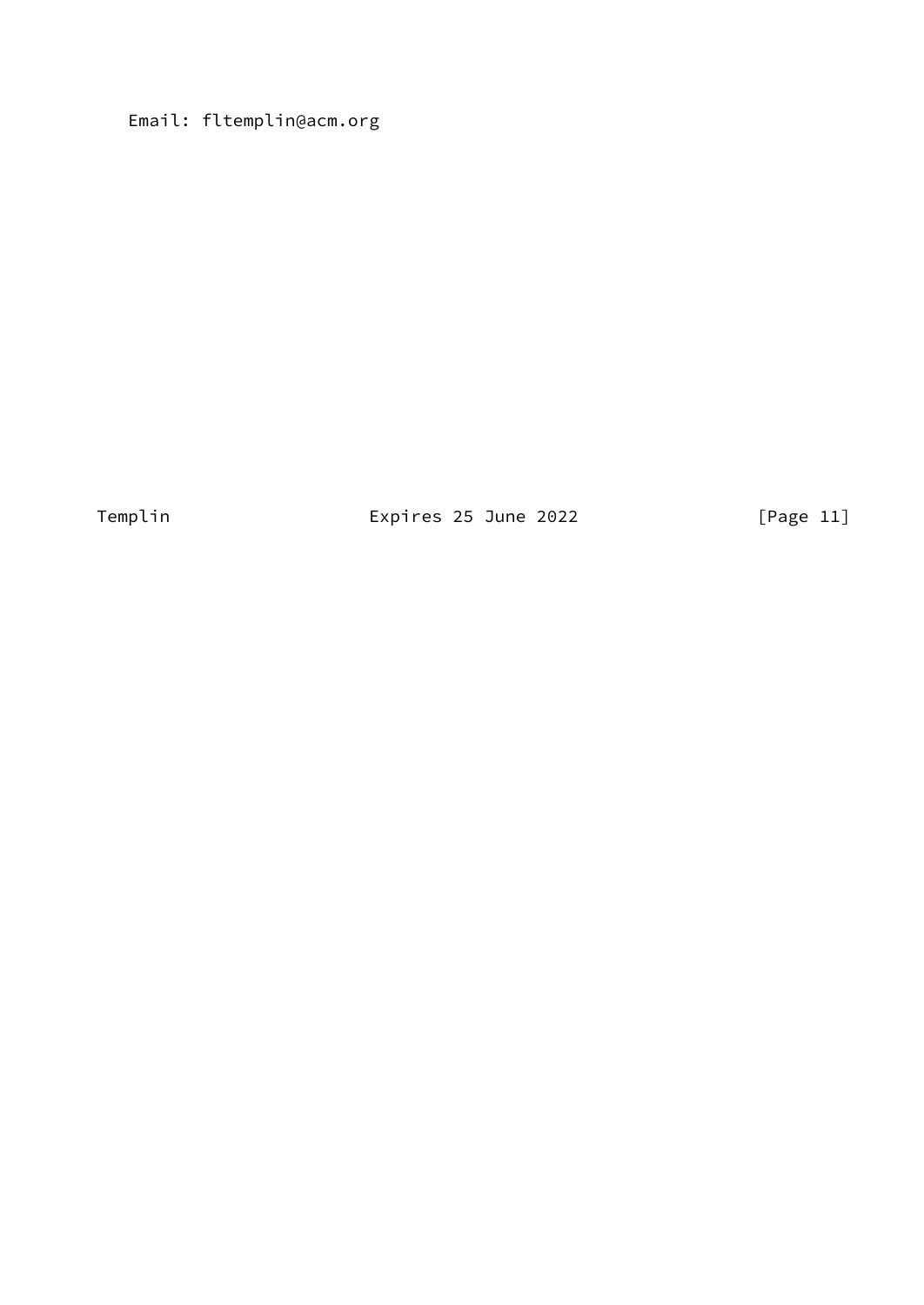Email: fltemplin@acm.org